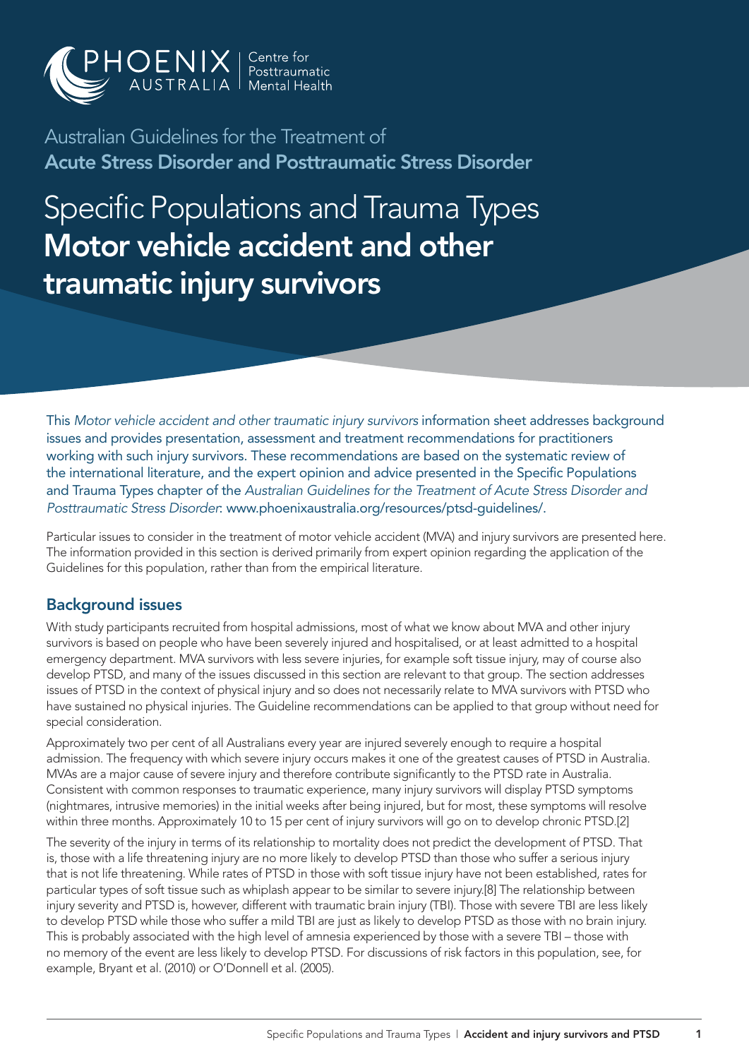PHOENIX AUSTRALIA | Centre for Posttraumatic Mental Health

Australian Guidelines for the Treatment of
**Acute Stress Disorder and Posttraumatic Stress Disorder**

# Specific Populations and Trauma Types
# **Motor vehicle accident and other traumatic injury survivors**

This *Motor vehicle accident and other traumatic injury survivors* information sheet addresses background issues and provides presentation, assessment and treatment recommendations for practitioners working with such injury survivors. These recommendations are based on the systematic review of the international literature, and the expert opinion and advice presented in the Specific Populations and Trauma Types chapter of the *Australian Guidelines for the Treatment of Acute Stress Disorder and Posttraumatic Stress Disorder*: www.phoenixaustralia.org/resources/ptsd-guidelines/.

Particular issues to consider in the treatment of motor vehicle accident (MVA) and injury survivors are presented here. The information provided in this section is derived primarily from expert opinion regarding the application of the Guidelines for this population, rather than from the empirical literature.

## Background issues

With study participants recruited from hospital admissions, most of what we know about MVA and other injury survivors is based on people who have been severely injured and hospitalised, or at least admitted to a hospital emergency department. MVA survivors with less severe injuries, for example soft tissue injury, may of course also develop PTSD, and many of the issues discussed in this section are relevant to that group. The section addresses issues of PTSD in the context of physical injury and so does not necessarily relate to MVA survivors with PTSD who have sustained no physical injuries. The Guideline recommendations can be applied to that group without need for special consideration.

Approximately two per cent of all Australians every year are injured severely enough to require a hospital admission. The frequency with which severe injury occurs makes it one of the greatest causes of PTSD in Australia. MVAs are a major cause of severe injury and therefore contribute significantly to the PTSD rate in Australia. Consistent with common responses to traumatic experience, many injury survivors will display PTSD symptoms (nightmares, intrusive memories) in the initial weeks after being injured, but for most, these symptoms will resolve within three months. Approximately 10 to 15 per cent of injury survivors will go on to develop chronic PTSD.[2]

The severity of the injury in terms of its relationship to mortality does not predict the development of PTSD. That is, those with a life threatening injury are no more likely to develop PTSD than those who suffer a serious injury that is not life threatening. While rates of PTSD in those with soft tissue injury have not been established, rates for particular types of soft tissue such as whiplash appear to be similar to severe injury.[8] The relationship between injury severity and PTSD is, however, different with traumatic brain injury (TBI). Those with severe TBI are less likely to develop PTSD while those who suffer a mild TBI are just as likely to develop PTSD as those with no brain injury. This is probably associated with the high level of amnesia experienced by those with a severe TBI – those with no memory of the event are less likely to develop PTSD. For discussions of risk factors in this population, see, for example, Bryant et al. (2010) or O'Donnell et al. (2005).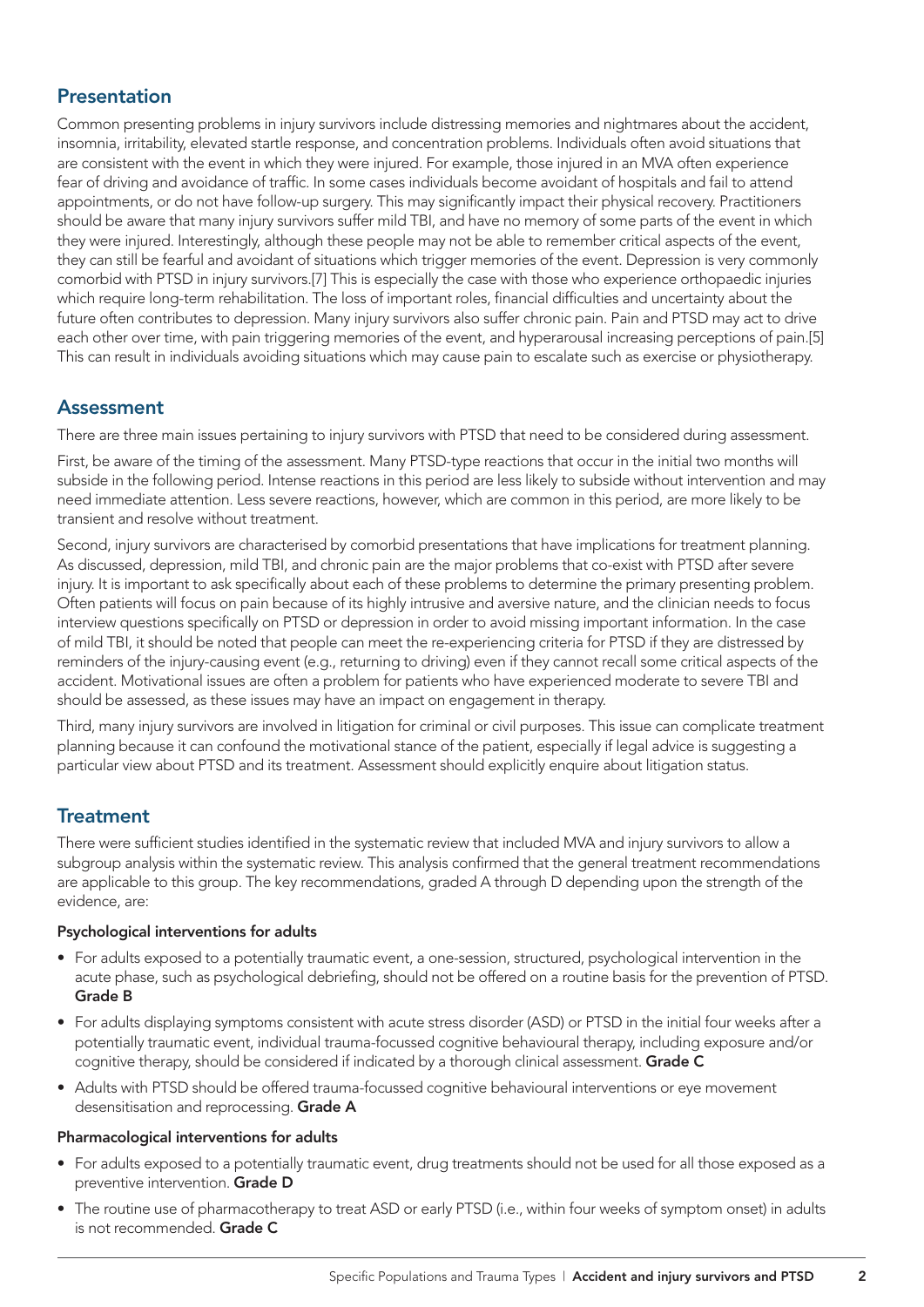## Presentation

Common presenting problems in injury survivors include distressing memories and nightmares about the accident, insomnia, irritability, elevated startle response, and concentration problems. Individuals often avoid situations that are consistent with the event in which they were injured. For example, those injured in an MVA often experience fear of driving and avoidance of traffic. In some cases individuals become avoidant of hospitals and fail to attend appointments, or do not have follow-up surgery. This may significantly impact their physical recovery. Practitioners should be aware that many injury survivors suffer mild TBI, and have no memory of some parts of the event in which they were injured. Interestingly, although these people may not be able to remember critical aspects of the event, they can still be fearful and avoidant of situations which trigger memories of the event. Depression is very commonly comorbid with PTSD in injury survivors.[7] This is especially the case with those who experience orthopaedic injuries which require long-term rehabilitation. The loss of important roles, financial difficulties and uncertainty about the future often contributes to depression. Many injury survivors also suffer chronic pain. Pain and PTSD may act to drive each other over time, with pain triggering memories of the event, and hyperarousal increasing perceptions of pain.[5] This can result in individuals avoiding situations which may cause pain to escalate such as exercise or physiotherapy.

## Assessment

There are three main issues pertaining to injury survivors with PTSD that need to be considered during assessment.

First, be aware of the timing of the assessment. Many PTSD-type reactions that occur in the initial two months will subside in the following period. Intense reactions in this period are less likely to subside without intervention and may need immediate attention. Less severe reactions, however, which are common in this period, are more likely to be transient and resolve without treatment.

Second, injury survivors are characterised by comorbid presentations that have implications for treatment planning. As discussed, depression, mild TBI, and chronic pain are the major problems that co-exist with PTSD after severe injury. It is important to ask specifically about each of these problems to determine the primary presenting problem. Often patients will focus on pain because of its highly intrusive and aversive nature, and the clinician needs to focus interview questions specifically on PTSD or depression in order to avoid missing important information. In the case of mild TBI, it should be noted that people can meet the re-experiencing criteria for PTSD if they are distressed by reminders of the injury-causing event (e.g., returning to driving) even if they cannot recall some critical aspects of the accident. Motivational issues are often a problem for patients who have experienced moderate to severe TBI and should be assessed, as these issues may have an impact on engagement in therapy.

Third, many injury survivors are involved in litigation for criminal or civil purposes. This issue can complicate treatment planning because it can confound the motivational stance of the patient, especially if legal advice is suggesting a particular view about PTSD and its treatment. Assessment should explicitly enquire about litigation status.

## Treatment

There were sufficient studies identified in the systematic review that included MVA and injury survivors to allow a subgroup analysis within the systematic review. This analysis confirmed that the general treatment recommendations are applicable to this group. The key recommendations, graded A through D depending upon the strength of the evidence, are:

**Psychological interventions for adults**

- For adults exposed to a potentially traumatic event, a one-session, structured, psychological intervention in the acute phase, such as psychological debriefing, should not be offered on a routine basis for the prevention of PTSD. **Grade B**
- For adults displaying symptoms consistent with acute stress disorder (ASD) or PTSD in the initial four weeks after a potentially traumatic event, individual trauma-focussed cognitive behavioural therapy, including exposure and/or cognitive therapy, should be considered if indicated by a thorough clinical assessment. **Grade C**
- Adults with PTSD should be offered trauma-focussed cognitive behavioural interventions or eye movement desensitisation and reprocessing. **Grade A**

**Pharmacological interventions for adults**

- For adults exposed to a potentially traumatic event, drug treatments should not be used for all those exposed as a preventive intervention. **Grade D**
- The routine use of pharmacotherapy to treat ASD or early PTSD (i.e., within four weeks of symptom onset) in adults is not recommended. **Grade C**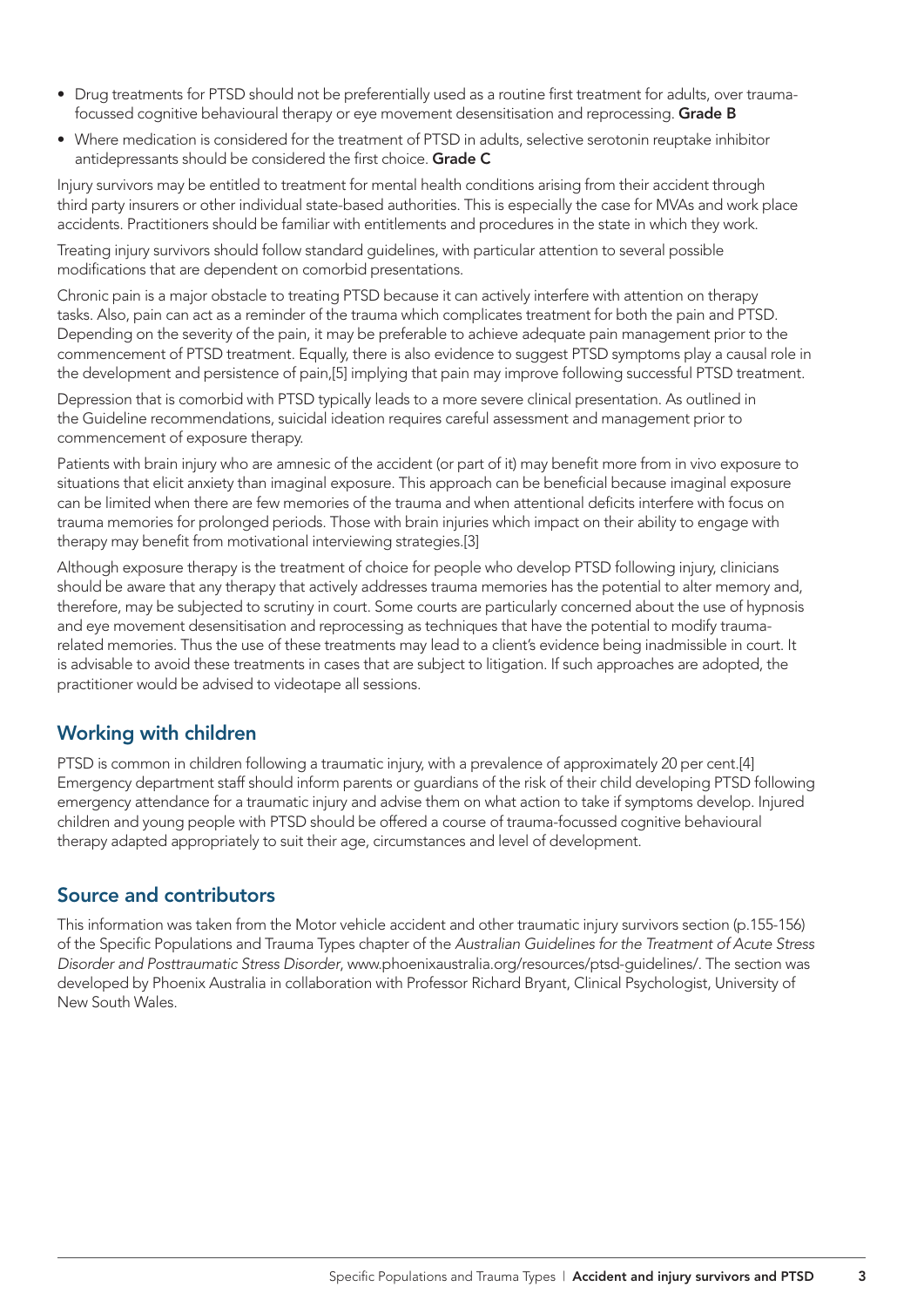- Drug treatments for PTSD should not be preferentially used as a routine first treatment for adults, over trauma-focussed cognitive behavioural therapy or eye movement desensitisation and reprocessing. **Grade B**
- Where medication is considered for the treatment of PTSD in adults, selective serotonin reuptake inhibitor antidepressants should be considered the first choice. **Grade C**

Injury survivors may be entitled to treatment for mental health conditions arising from their accident through third party insurers or other individual state-based authorities. This is especially the case for MVAs and work place accidents. Practitioners should be familiar with entitlements and procedures in the state in which they work.

Treating injury survivors should follow standard guidelines, with particular attention to several possible modifications that are dependent on comorbid presentations.

Chronic pain is a major obstacle to treating PTSD because it can actively interfere with attention on therapy tasks. Also, pain can act as a reminder of the trauma which complicates treatment for both the pain and PTSD. Depending on the severity of the pain, it may be preferable to achieve adequate pain management prior to the commencement of PTSD treatment. Equally, there is also evidence to suggest PTSD symptoms play a causal role in the development and persistence of pain,[5] implying that pain may improve following successful PTSD treatment.

Depression that is comorbid with PTSD typically leads to a more severe clinical presentation. As outlined in the Guideline recommendations, suicidal ideation requires careful assessment and management prior to commencement of exposure therapy.

Patients with brain injury who are amnesic of the accident (or part of it) may benefit more from in vivo exposure to situations that elicit anxiety than imaginal exposure. This approach can be beneficial because imaginal exposure can be limited when there are few memories of the trauma and when attentional deficits interfere with focus on trauma memories for prolonged periods. Those with brain injuries which impact on their ability to engage with therapy may benefit from motivational interviewing strategies.[3]

Although exposure therapy is the treatment of choice for people who develop PTSD following injury, clinicians should be aware that any therapy that actively addresses trauma memories has the potential to alter memory and, therefore, may be subjected to scrutiny in court. Some courts are particularly concerned about the use of hypnosis and eye movement desensitisation and reprocessing as techniques that have the potential to modify trauma-related memories. Thus the use of these treatments may lead to a client's evidence being inadmissible in court. It is advisable to avoid these treatments in cases that are subject to litigation. If such approaches are adopted, the practitioner would be advised to videotape all sessions.

## Working with children

PTSD is common in children following a traumatic injury, with a prevalence of approximately 20 per cent.[4] Emergency department staff should inform parents or guardians of the risk of their child developing PTSD following emergency attendance for a traumatic injury and advise them on what action to take if symptoms develop. Injured children and young people with PTSD should be offered a course of trauma-focussed cognitive behavioural therapy adapted appropriately to suit their age, circumstances and level of development.

## Source and contributors

This information was taken from the Motor vehicle accident and other traumatic injury survivors section (p.155-156) of the Specific Populations and Trauma Types chapter of the *Australian Guidelines for the Treatment of Acute Stress Disorder and Posttraumatic Stress Disorder*, www.phoenixaustralia.org/resources/ptsd-guidelines/. The section was developed by Phoenix Australia in collaboration with Professor Richard Bryant, Clinical Psychologist, University of New South Wales.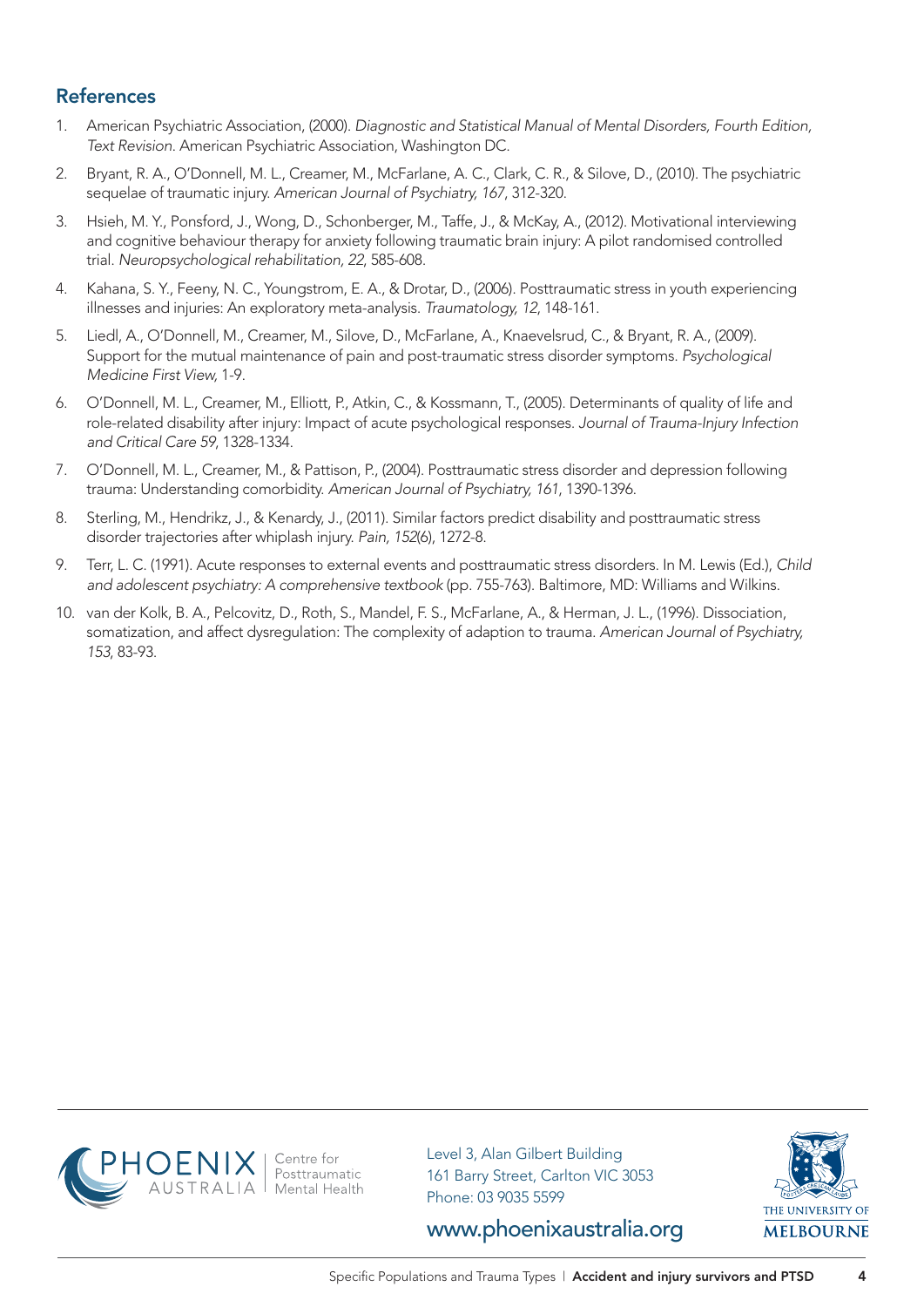## References

1. American Psychiatric Association, (2000). *Diagnostic and Statistical Manual of Mental Disorders, Fourth Edition, Text Revision*. American Psychiatric Association, Washington DC.
2. Bryant, R. A., O'Donnell, M. L., Creamer, M., McFarlane, A. C., Clark, C. R., & Silove, D., (2010). The psychiatric sequelae of traumatic injury. *American Journal of Psychiatry, 167*, 312-320.
3. Hsieh, M. Y., Ponsford, J., Wong, D., Schonberger, M., Taffe, J., & McKay, A., (2012). Motivational interviewing and cognitive behaviour therapy for anxiety following traumatic brain injury: A pilot randomised controlled trial. *Neuropsychological rehabilitation, 22*, 585-608.
4. Kahana, S. Y., Feeny, N. C., Youngstrom, E. A., & Drotar, D., (2006). Posttraumatic stress in youth experiencing illnesses and injuries: An exploratory meta-analysis. *Traumatology, 12*, 148-161.
5. Liedl, A., O'Donnell, M., Creamer, M., Silove, D., McFarlane, A., Knaevelsrud, C., & Bryant, R. A., (2009). Support for the mutual maintenance of pain and post-traumatic stress disorder symptoms. *Psychological Medicine First View,* 1-9.
6. O'Donnell, M. L., Creamer, M., Elliott, P., Atkin, C., & Kossmann, T., (2005). Determinants of quality of life and role-related disability after injury: Impact of acute psychological responses. *Journal of Trauma-Injury Infection and Critical Care 59*, 1328-1334.
7. O'Donnell, M. L., Creamer, M., & Pattison, P., (2004). Posttraumatic stress disorder and depression following trauma: Understanding comorbidity. *American Journal of Psychiatry, 161*, 1390-1396.
8. Sterling, M., Hendrikz, J., & Kenardy, J., (2011). Similar factors predict disability and posttraumatic stress disorder trajectories after whiplash injury. *Pain, 152*(6), 1272-8.
9. Terr, L. C. (1991). Acute responses to external events and posttraumatic stress disorders. In M. Lewis (Ed.), *Child and adolescent psychiatry: A comprehensive textbook* (pp. 755-763). Baltimore, MD: Williams and Wilkins.
10. van der Kolk, B. A., Pelcovitz, D., Roth, S., Mandel, F. S., McFarlane, A., & Herman, J. L., (1996). Dissociation, somatization, and affect dysregulation: The complexity of adaption to trauma. *American Journal of Psychiatry, 153*, 83-93.

PHOENIX AUSTRALIA | Centre for Posttraumatic Mental Health

Level 3, Alan Gilbert Building
161 Barry Street, Carlton VIC 3053
Phone: 03 9035 5599

www.phoenixaustralia.org

THE UNIVERSITY OF MELBOURNE